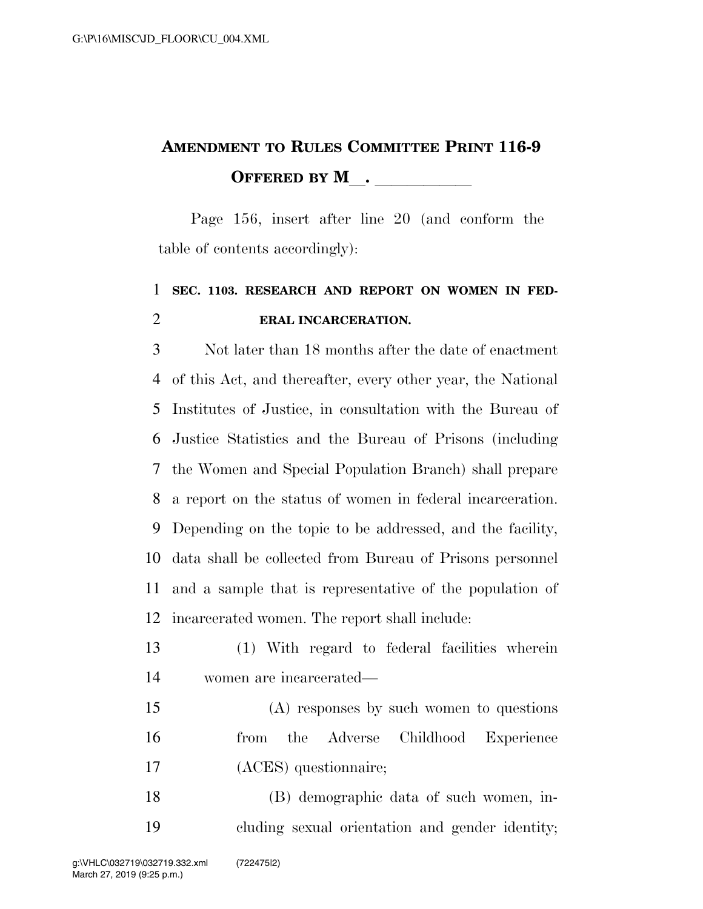# AMENDMENT TO RULES COMMITTEE PRINT 116-9

## OFFERED BY M\_\_. \_\_\_\_\_\_\_\_\_\_\_

Page 156, insert after line 20 (and conform the table of contents accordingly):

**SEC. 1103. RESEARCH AND REPORT ON WOMEN IN FEDERAL INCARCERATION.**

Not later than 18 months after the date of enactment of this Act, and thereafter, every other year, the National Institutes of Justice, in consultation with the Bureau of Justice Statistics and the Bureau of Prisons (including the Women and Special Population Branch) shall prepare a report on the status of women in federal incarceration. Depending on the topic to be addressed, and the facility, data shall be collected from Bureau of Prisons personnel and a sample that is representative of the population of incarcerated women. The report shall include:

(1) With regard to federal facilities wherein women are incarcerated—

(A) responses by such women to questions from the Adverse Childhood Experience (ACES) questionnaire;

(B) demographic data of such women, including sexual orientation and gender identity;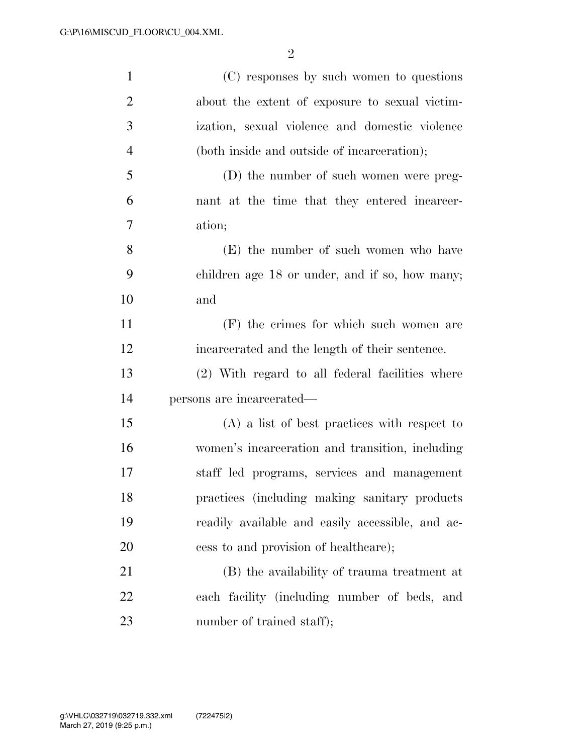(C) responses by such women to questions about the extent of exposure to sexual victimization, sexual violence and domestic violence (both inside and outside of incarceration);

(D) the number of such women were pregnant at the time that they entered incarceration;

(E) the number of such women who have children age 18 or under, and if so, how many; and

(F) the crimes for which such women are incarcerated and the length of their sentence.

(2) With regard to all federal facilities where persons are incarcerated—

(A) a list of best practices with respect to women's incarceration and transition, including staff led programs, services and management practices (including making sanitary products readily available and easily accessible, and access to and provision of healthcare);

(B) the availability of trauma treatment at each facility (including number of beds, and number of trained staff);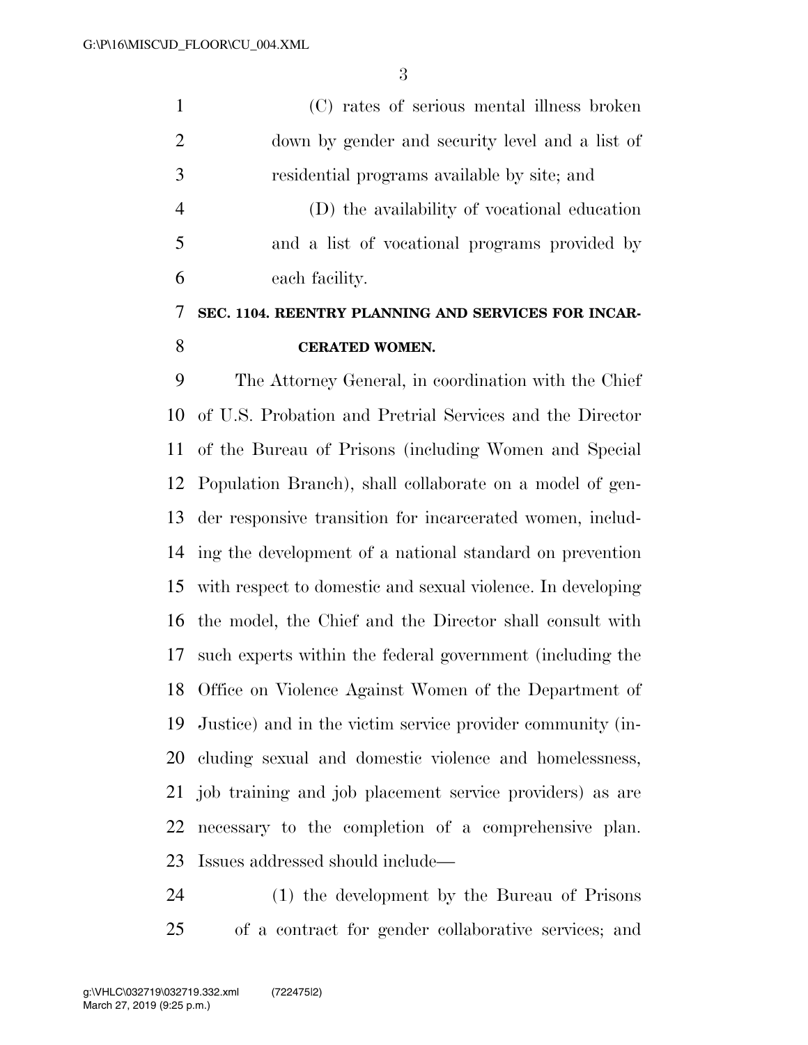(C) rates of serious mental illness broken down by gender and security level and a list of residential programs available by site; and

(D) the availability of vocational education and a list of vocational programs provided by each facility.

**SEC. 1104. REENTRY PLANNING AND SERVICES FOR INCARCERATED WOMEN.**

The Attorney General, in coordination with the Chief of U.S. Probation and Pretrial Services and the Director of the Bureau of Prisons (including Women and Special Population Branch), shall collaborate on a model of gender responsive transition for incarcerated women, including the development of a national standard on prevention with respect to domestic and sexual violence. In developing the model, the Chief and the Director shall consult with such experts within the federal government (including the Office on Violence Against Women of the Department of Justice) and in the victim service provider community (including sexual and domestic violence and homelessness, job training and job placement service providers) as are necessary to the completion of a comprehensive plan. Issues addressed should include—

(1) the development by the Bureau of Prisons of a contract for gender collaborative services; and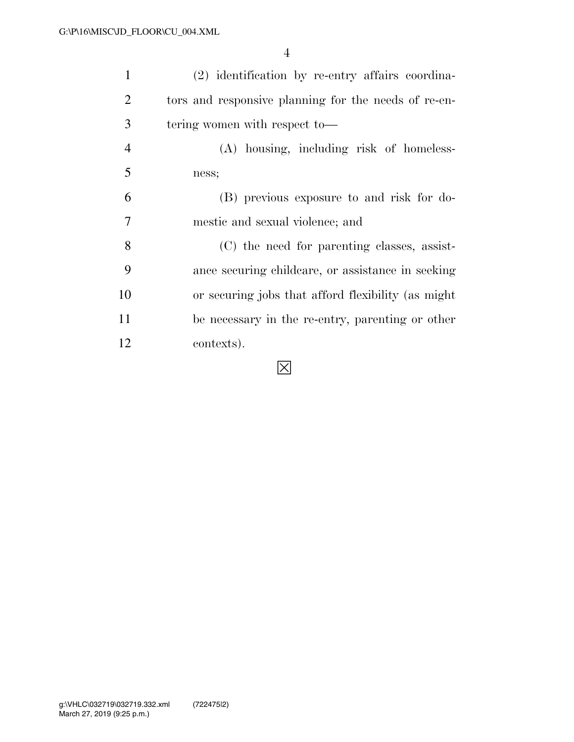(2) identification by re-entry affairs coordinators and responsive planning for the needs of re-entering women with respect to—

(A) housing, including risk of homelessness;

(B) previous exposure to and risk for domestic and sexual violence; and

(C) the need for parenting classes, assistance securing childcare, or assistance in seeking or securing jobs that afford flexibility (as might be necessary in the re-entry, parenting or other contexts).